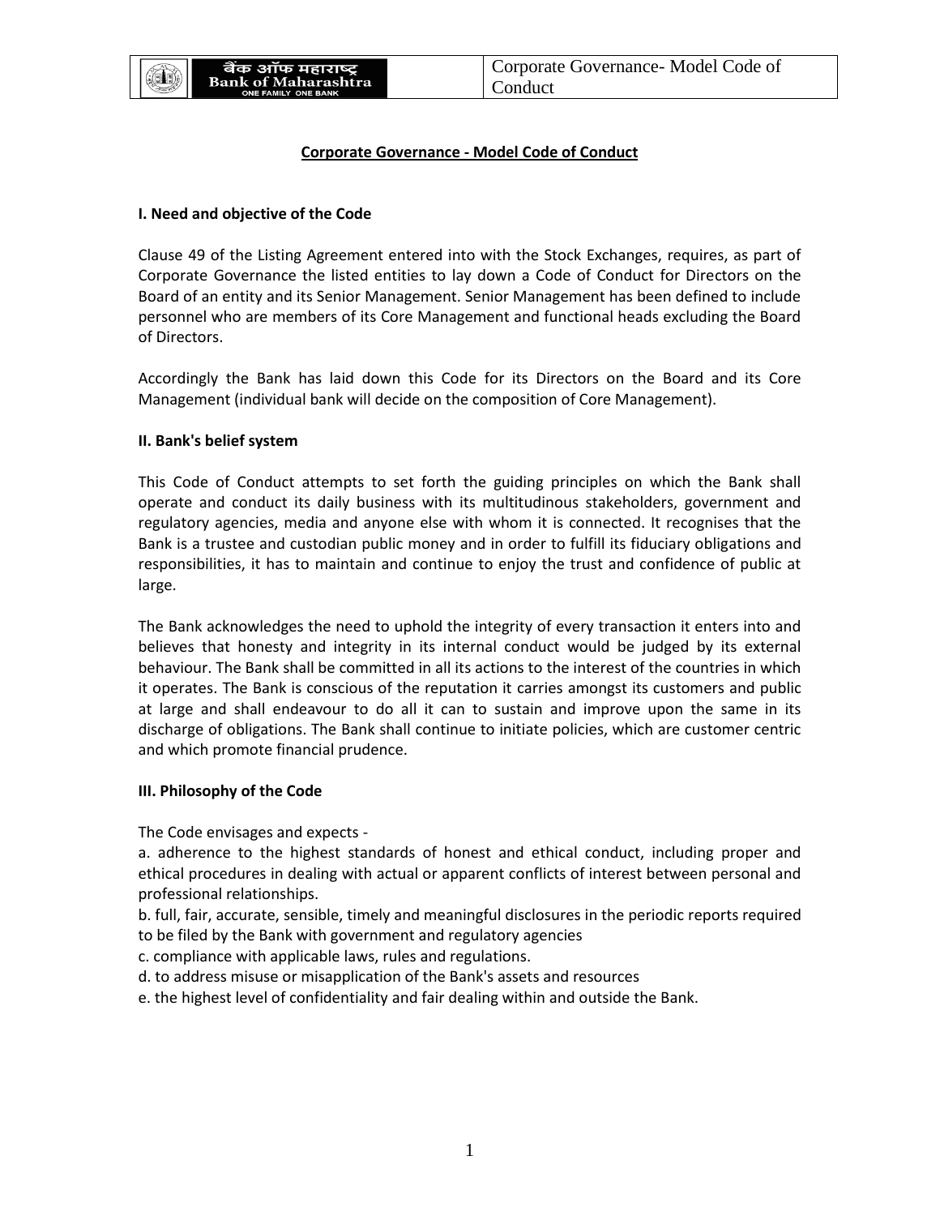# Corporate Governance - Model Code of Conduct

## I. Need and objective of the Code

Clause 49 of the Listing Agreement entered into with the Stock Exchanges, requires, as part of Corporate Governance the listed entities to lay down a Code of Conduct for Directors on the Board of an entity and its Senior Management. Senior Management has been defined to include personnel who are members of its Core Management and functional heads excluding the Board of Directors.

Accordingly the Bank has laid down this Code for its Directors on the Board and its Core Management (individual bank will decide on the composition of Core Management).

## II. Bank's belief system

This Code of Conduct attempts to set forth the guiding principles on which the Bank shall operate and conduct its daily business with its multitudinous stakeholders, government and regulatory agencies, media and anyone else with whom it is connected. It recognises that the Bank is a trustee and custodian public money and in order to fulfill its fiduciary obligations and responsibilities, it has to maintain and continue to enjoy the trust and confidence of public at large.

The Bank acknowledges the need to uphold the integrity of every transaction it enters into and believes that honesty and integrity in its internal conduct would be judged by its external behaviour. The Bank shall be committed in all its actions to the interest of the countries in which it operates. The Bank is conscious of the reputation it carries amongst its customers and public at large and shall endeavour to do all it can to sustain and improve upon the same in its discharge of obligations. The Bank shall continue to initiate policies, which are customer centric and which promote financial prudence.

## III. Philosophy of the Code

The Code envisages and expects -

a. adherence to the highest standards of honest and ethical conduct, including proper and ethical procedures in dealing with actual or apparent conflicts of interest between personal and professional relationships.

b. full, fair, accurate, sensible, timely and meaningful disclosures in the periodic reports required to be filed by the Bank with government and regulatory agencies

c. compliance with applicable laws, rules and regulations.

d. to address misuse or misapplication of the Bank's assets and resources

e. the highest level of confidentiality and fair dealing within and outside the Bank.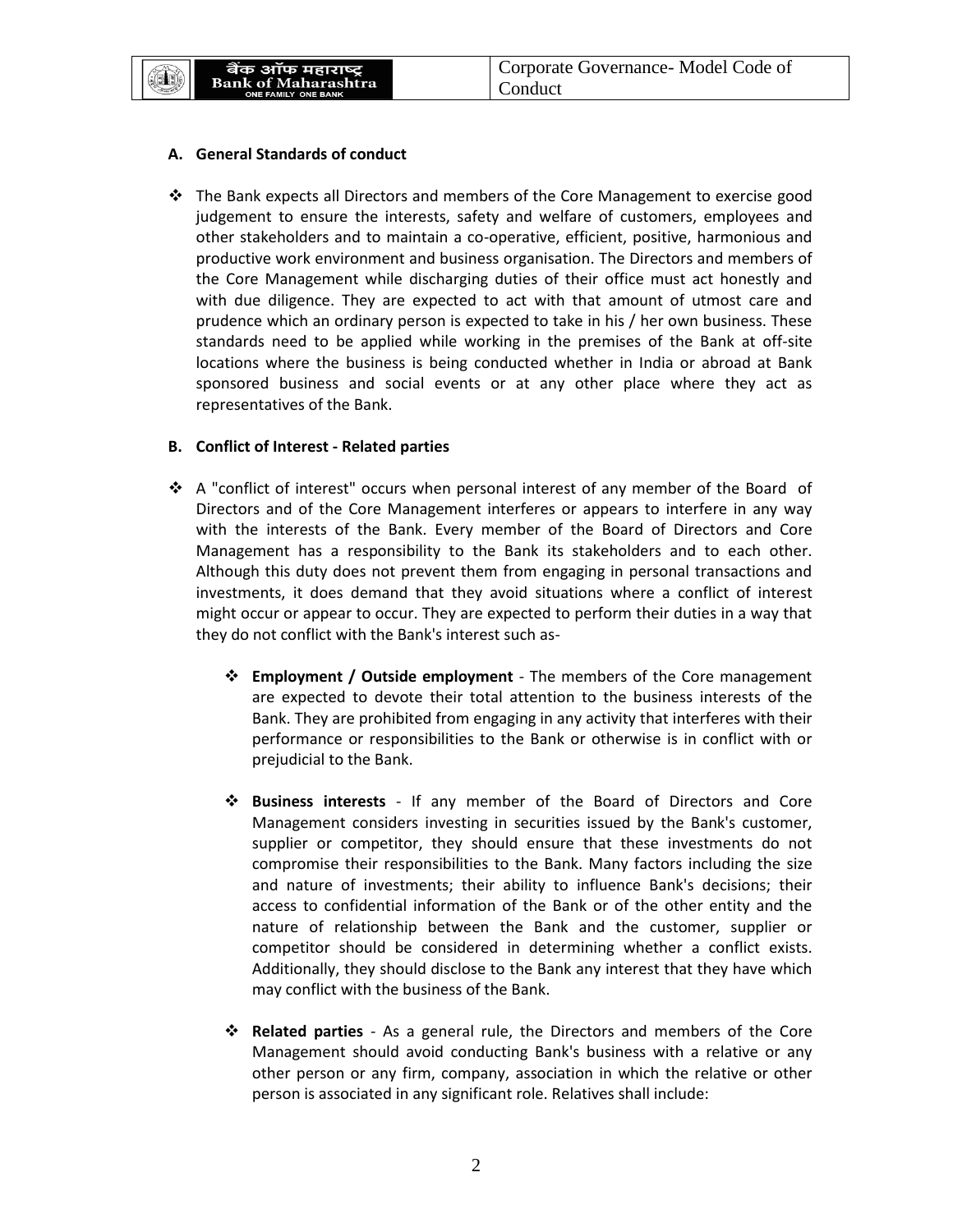**A. General Standards of conduct**

- The Bank expects all Directors and members of the Core Management to exercise good judgement to ensure the interests, safety and welfare of customers, employees and other stakeholders and to maintain a co-operative, efficient, positive, harmonious and productive work environment and business organisation. The Directors and members of the Core Management while discharging duties of their office must act honestly and with due diligence. They are expected to act with that amount of utmost care and prudence which an ordinary person is expected to take in his / her own business. These standards need to be applied while working in the premises of the Bank at off-site locations where the business is being conducted whether in India or abroad at Bank sponsored business and social events or at any other place where they act as representatives of the Bank.

**B. Conflict of Interest - Related parties**

- A "conflict of interest" occurs when personal interest of any member of the Board of Directors and of the Core Management interferes or appears to interfere in any way with the interests of the Bank. Every member of the Board of Directors and Core Management has a responsibility to the Bank its stakeholders and to each other. Although this duty does not prevent them from engaging in personal transactions and investments, it does demand that they avoid situations where a conflict of interest might occur or appear to occur. They are expected to perform their duties in a way that they do not conflict with the Bank's interest such as-

  - **Employment / Outside employment** - The members of the Core management are expected to devote their total attention to the business interests of the Bank. They are prohibited from engaging in any activity that interferes with their performance or responsibilities to the Bank or otherwise is in conflict with or prejudicial to the Bank.

  - **Business interests** - If any member of the Board of Directors and Core Management considers investing in securities issued by the Bank's customer, supplier or competitor, they should ensure that these investments do not compromise their responsibilities to the Bank. Many factors including the size and nature of investments; their ability to influence Bank's decisions; their access to confidential information of the Bank or of the other entity and the nature of relationship between the Bank and the customer, supplier or competitor should be considered in determining whether a conflict exists. Additionally, they should disclose to the Bank any interest that they have which may conflict with the business of the Bank.

  - **Related parties** - As a general rule, the Directors and members of the Core Management should avoid conducting Bank's business with a relative or any other person or any firm, company, association in which the relative or other person is associated in any significant role. Relatives shall include: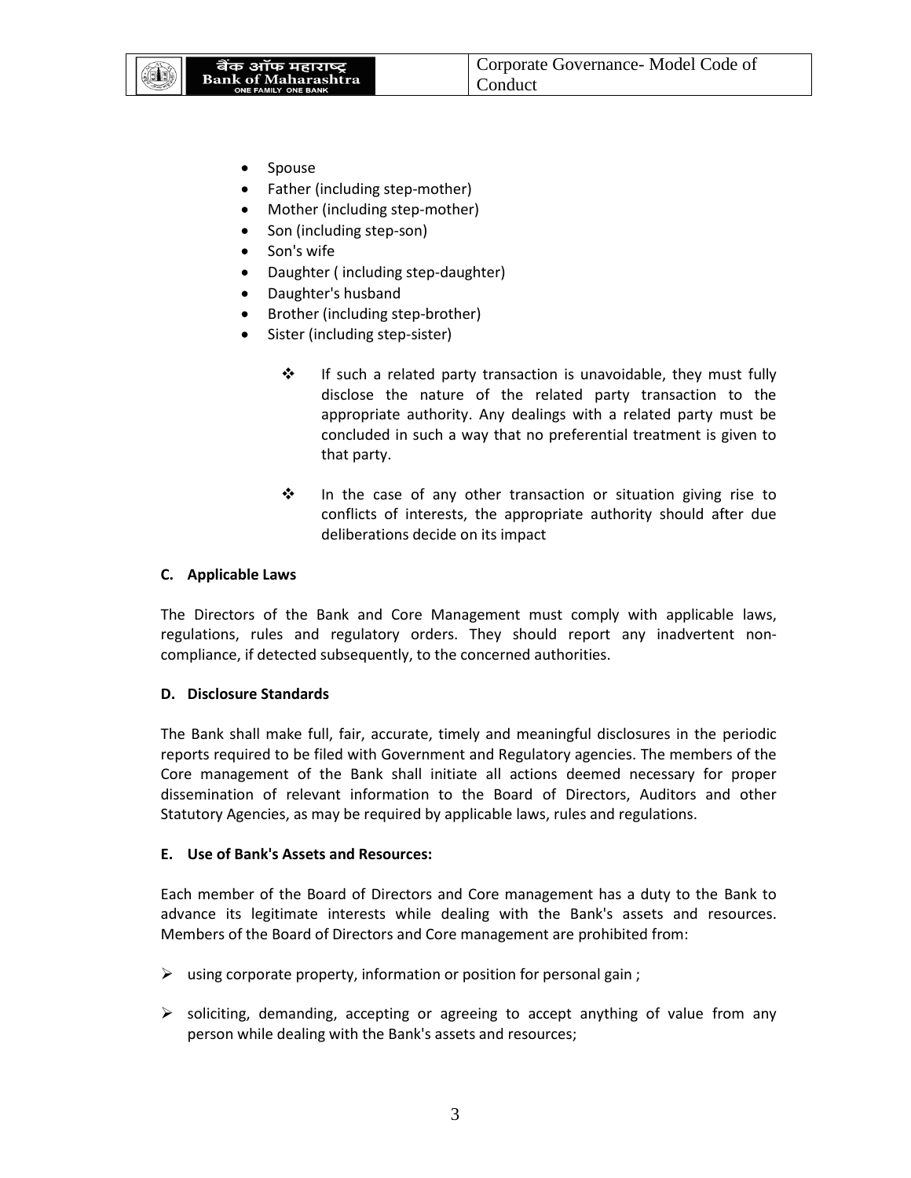- Spouse
- Father (including step-mother)
- Mother (including step-mother)
- Son (including step-son)
- Son's wife
- Daughter ( including step-daughter)
- Daughter's husband
- Brother (including step-brother)
- Sister (including step-sister)

    - If such a related party transaction is unavoidable, they must fully disclose the nature of the related party transaction to the appropriate authority. Any dealings with a related party must be concluded in such a way that no preferential treatment is given to that party.

    - In the case of any other transaction or situation giving rise to conflicts of interests, the appropriate authority should after due deliberations decide on its impact

**C. Applicable Laws**

The Directors of the Bank and Core Management must comply with applicable laws, regulations, rules and regulatory orders. They should report any inadvertent non-compliance, if detected subsequently, to the concerned authorities.

**D. Disclosure Standards**

The Bank shall make full, fair, accurate, timely and meaningful disclosures in the periodic reports required to be filed with Government and Regulatory agencies. The members of the Core management of the Bank shall initiate all actions deemed necessary for proper dissemination of relevant information to the Board of Directors, Auditors and other Statutory Agencies, as may be required by applicable laws, rules and regulations.

**E. Use of Bank's Assets and Resources:**

Each member of the Board of Directors and Core management has a duty to the Bank to advance its legitimate interests while dealing with the Bank's assets and resources. Members of the Board of Directors and Core management are prohibited from:

- using corporate property, information or position for personal gain ;

- soliciting, demanding, accepting or agreeing to accept anything of value from any person while dealing with the Bank's assets and resources;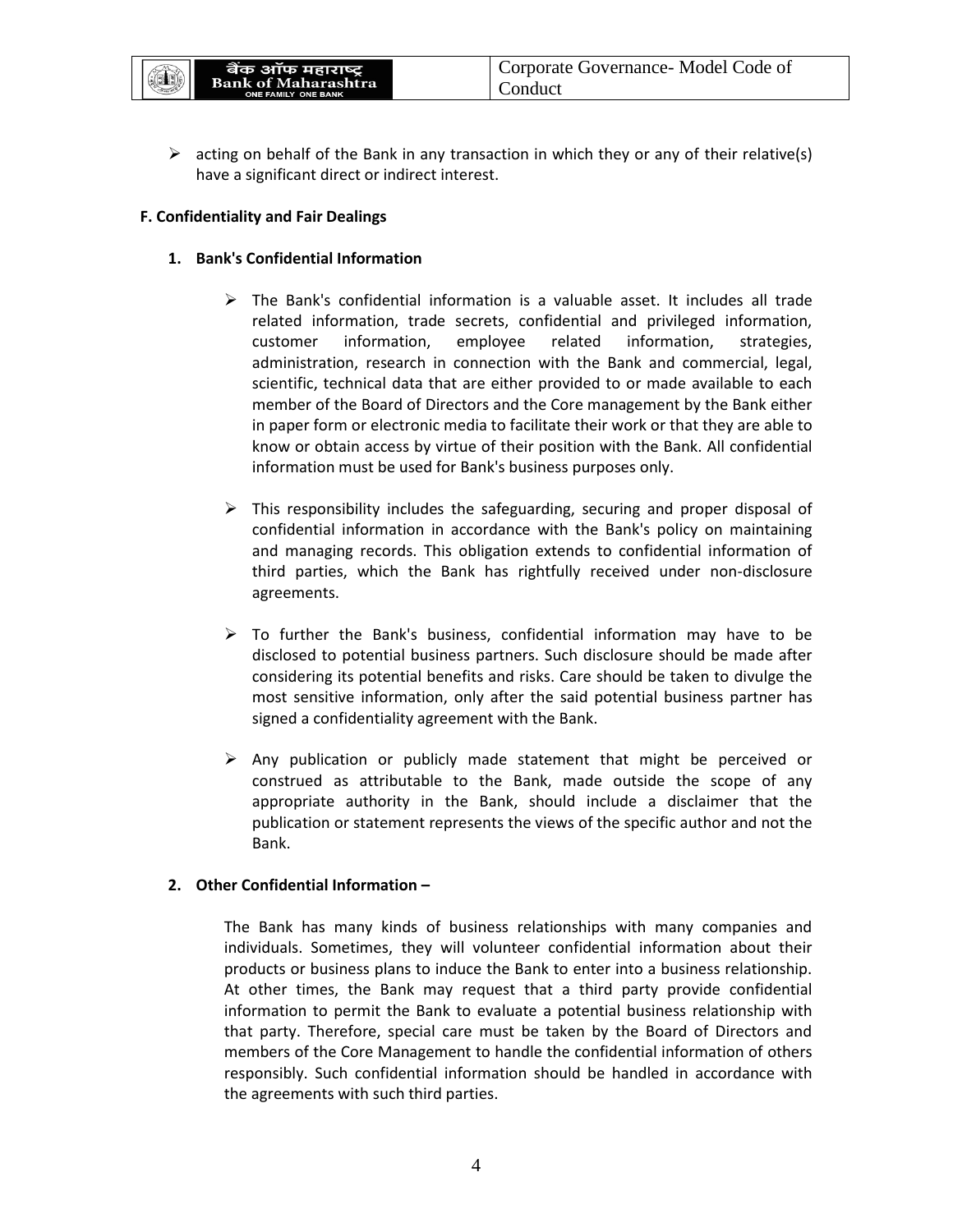- acting on behalf of the Bank in any transaction in which they or any of their relative(s) have a significant direct or indirect interest.

**F. Confidentiality and Fair Dealings**

**1. Bank's Confidential Information**

- The Bank's confidential information is a valuable asset. It includes all trade related information, trade secrets, confidential and privileged information, customer information, employee related information, strategies, administration, research in connection with the Bank and commercial, legal, scientific, technical data that are either provided to or made available to each member of the Board of Directors and the Core management by the Bank either in paper form or electronic media to facilitate their work or that they are able to know or obtain access by virtue of their position with the Bank. All confidential information must be used for Bank's business purposes only.

- This responsibility includes the safeguarding, securing and proper disposal of confidential information in accordance with the Bank's policy on maintaining and managing records. This obligation extends to confidential information of third parties, which the Bank has rightfully received under non-disclosure agreements.

- To further the Bank's business, confidential information may have to be disclosed to potential business partners. Such disclosure should be made after considering its potential benefits and risks. Care should be taken to divulge the most sensitive information, only after the said potential business partner has signed a confidentiality agreement with the Bank.

- Any publication or publicly made statement that might be perceived or construed as attributable to the Bank, made outside the scope of any appropriate authority in the Bank, should include a disclaimer that the publication or statement represents the views of the specific author and not the Bank.

**2. Other Confidential Information –**

The Bank has many kinds of business relationships with many companies and individuals. Sometimes, they will volunteer confidential information about their products or business plans to induce the Bank to enter into a business relationship. At other times, the Bank may request that a third party provide confidential information to permit the Bank to evaluate a potential business relationship with that party. Therefore, special care must be taken by the Board of Directors and members of the Core Management to handle the confidential information of others responsibly. Such confidential information should be handled in accordance with the agreements with such third parties.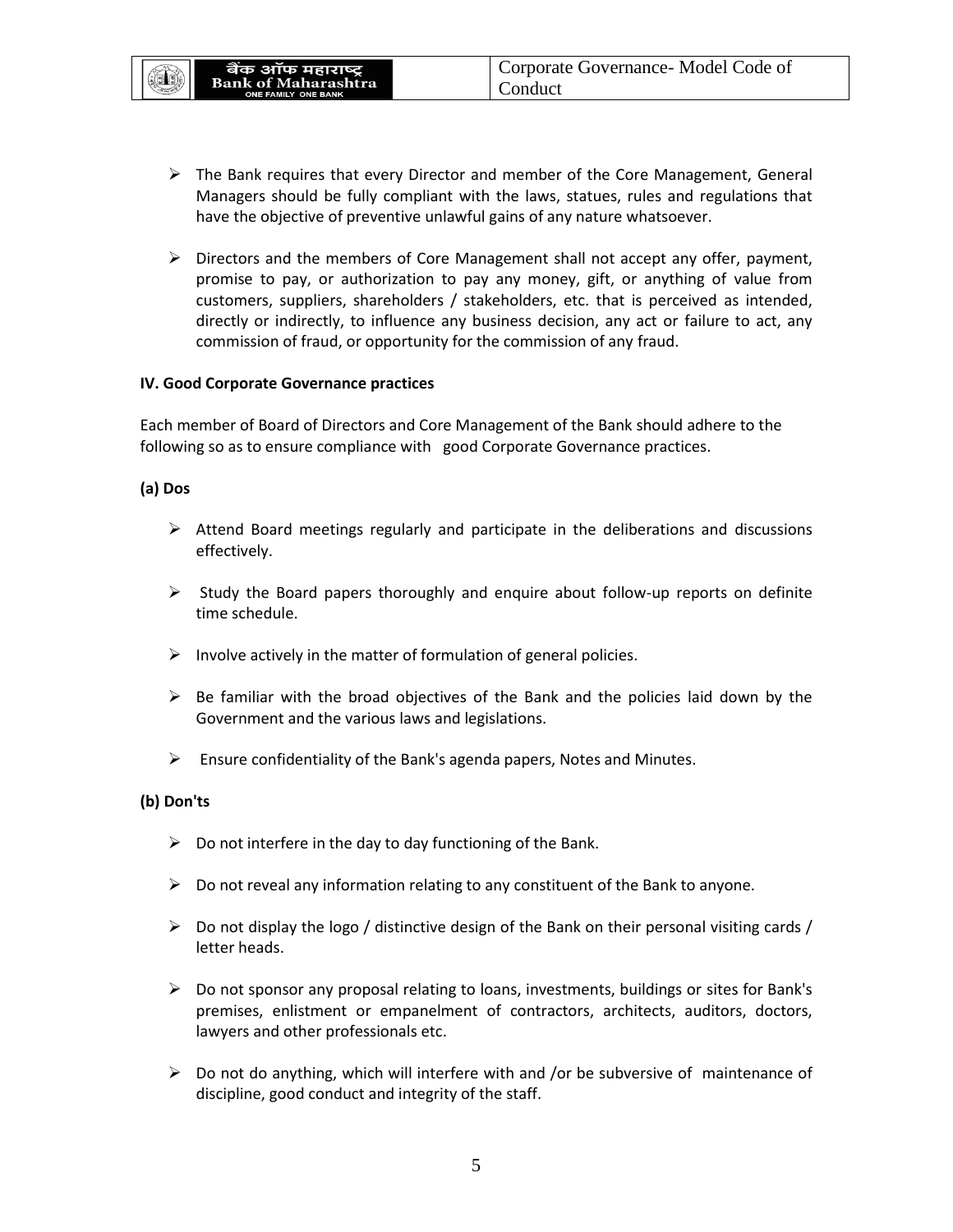- The Bank requires that every Director and member of the Core Management, General Managers should be fully compliant with the laws, statues, rules and regulations that have the objective of preventive unlawful gains of any nature whatsoever.

- Directors and the members of Core Management shall not accept any offer, payment, promise to pay, or authorization to pay any money, gift, or anything of value from customers, suppliers, shareholders / stakeholders, etc. that is perceived as intended, directly or indirectly, to influence any business decision, any act or failure to act, any commission of fraud, or opportunity for the commission of any fraud.

**IV. Good Corporate Governance practices**

Each member of Board of Directors and Core Management of the Bank should adhere to the following so as to ensure compliance with good Corporate Governance practices.

**(a) Dos**

- Attend Board meetings regularly and participate in the deliberations and discussions effectively.

- Study the Board papers thoroughly and enquire about follow-up reports on definite time schedule.

- Involve actively in the matter of formulation of general policies.

- Be familiar with the broad objectives of the Bank and the policies laid down by the Government and the various laws and legislations.

- Ensure confidentiality of the Bank's agenda papers, Notes and Minutes.

**(b) Don'ts**

- Do not interfere in the day to day functioning of the Bank.

- Do not reveal any information relating to any constituent of the Bank to anyone.

- Do not display the logo / distinctive design of the Bank on their personal visiting cards / letter heads.

- Do not sponsor any proposal relating to loans, investments, buildings or sites for Bank's premises, enlistment or empanelment of contractors, architects, auditors, doctors, lawyers and other professionals etc.

- Do not do anything, which will interfere with and /or be subversive of maintenance of discipline, good conduct and integrity of the staff.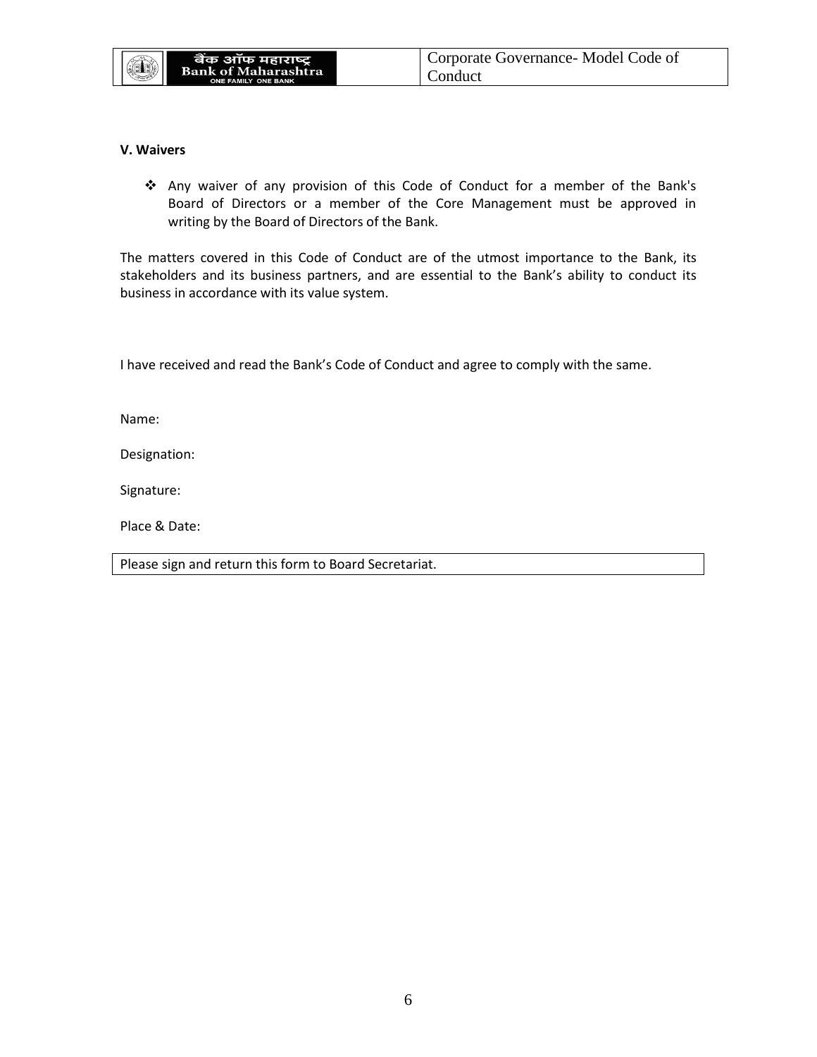### V. Waivers

- Any waiver of any provision of this Code of Conduct for a member of the Bank's Board of Directors or a member of the Core Management must be approved in writing by the Board of Directors of the Bank.

The matters covered in this Code of Conduct are of the utmost importance to the Bank, its stakeholders and its business partners, and are essential to the Bank's ability to conduct its business in accordance with its value system.

I have received and read the Bank's Code of Conduct and agree to comply with the same.

Name:

Designation:

Signature:

Place & Date:

Please sign and return this form to Board Secretariat.